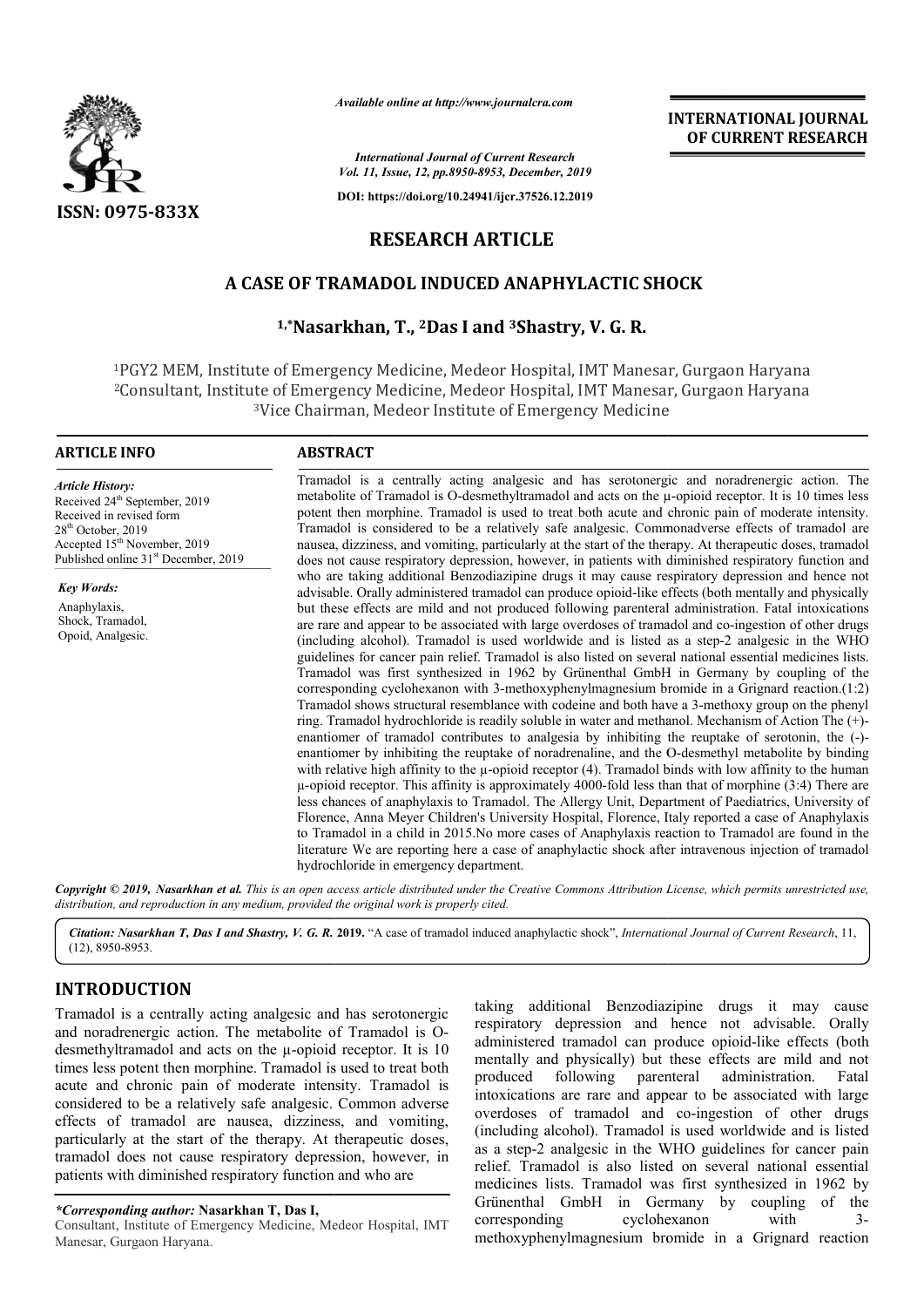*Available online at http://www.journalcra.com*

*International Journal of Current Research*
*Vol. 11, Issue, 12, pp.8950-8953, December, 2019*

**DOI: https://doi.org/10.24941/ijcr.37526.12.2019**

**ISSN: 0975-833X**

**INTERNATIONAL JOURNAL OF CURRENT RESEARCH**

# RESEARCH ARTICLE

## A CASE OF TRAMADOL INDUCED ANAPHYLACTIC SHOCK

**[1,*]Nasarkhan, T., [2]Das I and [3]Shastry, V. G. R.**

[1]PGY2 MEM, Institute of Emergency Medicine, Medeor Hospital, IMT Manesar, Gurgaon Haryana
[2]Consultant, Institute of Emergency Medicine, Medeor Hospital, IMT Manesar, Gurgaon Haryana
[3]Vice Chairman, Medeor Institute of Emergency Medicine

**ARTICLE INFO**

*Article History:*
Received 24th September, 2019
Received in revised form
28th October, 2019
Accepted 15th November, 2019
Published online 31st December, 2019

*Key Words:*
Anaphylaxis,
Shock, Tramadol,
Opoid, Analgesic.

**ABSTRACT**

Tramadol is a centrally acting analgesic and has serotonergic and noradrenergic action. The metabolite of Tramadol is O-desmethyltramadol and acts on the μ-opioid receptor. It is 10 times less potent then morphine. Tramadol is used to treat both acute and chronic pain of moderate intensity. Tramadol is considered to be a relatively safe analgesic. Commonadverse effects of tramadol are nausea, dizziness, and vomiting, particularly at the start of the therapy. At therapeutic doses, tramadol does not cause respiratory depression, however, in patients with diminished respiratory function and who are taking additional Benzodiazipine drugs it may cause respiratory depression and hence not advisable. Orally administered tramadol can produce opioid-like effects (both mentally and physically) but these effects are mild and not produced following parenteral administration. Fatal intoxications are rare and appear to be associated with large overdoses of tramadol and co-ingestion of other drugs (including alcohol). Tramadol is used worldwide and is listed as a step-2 analgesic in the WHO guidelines for cancer pain relief. Tramadol is also listed on several national essential medicines lists. Tramadol was first synthesized in 1962 by Grünenthal GmbH in Germany by coupling of the corresponding cyclohexanon with 3-methoxyphenylmagnesium bromide in a Grignard reaction.(1:2) Tramadol shows structural resemblance with codeine and both have a 3-methoxy group on the phenyl ring. Tramadol hydrochloride is readily soluble in water and methanol. Mechanism of Action The (+)-enantiomer of tramadol contributes to analgesia by inhibiting the reuptake of serotonin, the (-)-enantiomer by inhibiting the reuptake of noradrenaline, and the O-desmethyl metabolite by binding with relative high affinity to the μ-opioid receptor (4). Tramadol binds with low affinity to the human μ-opioid receptor. This affinity is approximately 4000-fold less than that of morphine (3:4) There are less chances of anaphylaxis to Tramadol. The Allergy Unit, Department of Paediatrics, University of Florence, Anna Meyer Children's University Hospital, Florence, Italy reported a case of Anaphylaxis to Tramadol in a child in 2015.No more cases of Anaphylaxis reaction to Tramadol are found in the literature We are reporting here a case of anaphylactic shock after intravenous injection of tramadol hydrochloride in emergency department.

*Copyright © 2019, Nasarkhan et al. This is an open access article distributed under the Creative Commons Attribution License, which permits unrestricted use, distribution, and reproduction in any medium, provided the original work is properly cited.*

*Citation: Nasarkhan T, Das I and Shastry, V. G. R.* **2019.** "A case of tramadol induced anaphylactic shock", *International Journal of Current Research*, 11, (12), 8950-8953.

# INTRODUCTION

Tramadol is a centrally acting analgesic and has serotonergic and noradrenergic action. The metabolite of Tramadol is O-desmethyltramadol and acts on the μ-opioid receptor. It is 10 times less potent then morphine. Tramadol is used to treat both acute and chronic pain of moderate intensity. Tramadol is considered to be a relatively safe analgesic. Common adverse effects of tramadol are nausea, dizziness, and vomiting, particularly at the start of the therapy. At therapeutic doses, tramadol does not cause respiratory depression, however, in patients with diminished respiratory function and who are taking additional Benzodiazipine drugs it may cause respiratory depression and hence not advisable. Orally administered tramadol can produce opioid-like effects (both mentally and physically) but these effects are mild and not produced following parenteral administration. Fatal intoxications are rare and appear to be associated with large overdoses of tramadol and co-ingestion of other drugs (including alcohol). Tramadol is used worldwide and is listed as a step-2 analgesic in the WHO guidelines for cancer pain relief. Tramadol is also listed on several national essential medicines lists. Tramadol was first synthesized in 1962 by Grünenthal GmbH in Germany by coupling of the corresponding cyclohexanon with 3-methoxyphenylmagnesium bromide in a Grignard reaction

*\*Corresponding author:* **Nasarkhan T, Das I,**
Consultant, Institute of Emergency Medicine, Medeor Hospital, IMT Manesar, Gurgaon Haryana.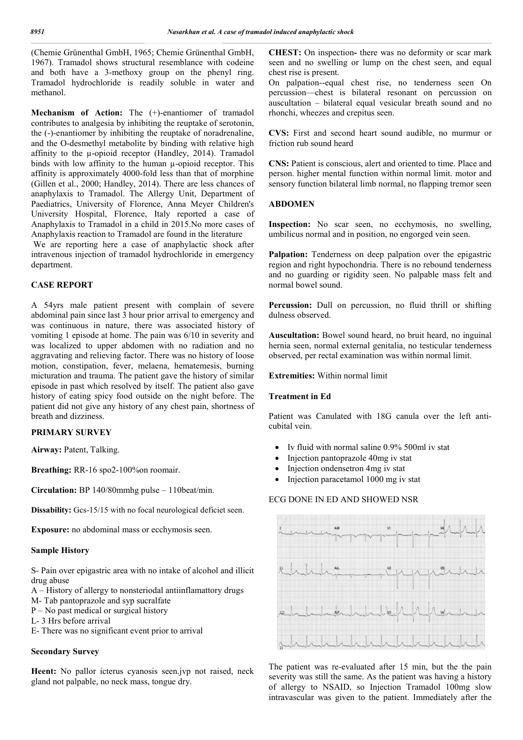(Chemie Grünenthal GmbH, 1965; Chemie Grünenthal GmbH, 1967). Tramadol shows structural resemblance with codeine and both have a 3-methoxy group on the phenyl ring. Tramadol hydrochloride is readily soluble in water and methanol.

**Mechanism of Action:** The (+)-enantiomer of tramadol contributes to analgesia by inhibiting the reuptake of serotonin, the (-)-enantiomer by inhibiting the reuptake of noradrenaline, and the O-desmethyl metabolite by binding with relative high affinity to the μ-opioid receptor (Handley, 2014). Tramadol binds with low affinity to the human μ-opioid receptor. This affinity is approximately 4000-fold less than that of morphine (Gillen et al., 2000; Handley, 2014). There are less chances of anaphylaxis to Tramadol. The Allergy Unit, Department of Paediatrics, University of Florence, Anna Meyer Children's University Hospital, Florence, Italy reported a case of Anaphylaxis to Tramadol in a child in 2015.No more cases of Anaphylaxis reaction to Tramadol are found in the literature

We are reporting here a case of anaphylactic shock after intravenous injection of tramadol hydrochloride in emergency department.

## CASE REPORT

A 54yrs male patient present with complain of severe abdominal pain since last 3 hour prior arrival to emergency and was continuous in nature, there was associated history of vomiting 1 episode at home. The pain was 6/10 in severity and was localized to upper abdomen with no radiation and no aggravating and relieving factor. There was no history of loose motion, constipation, fever, melaena, hematemesis, burning micturation and trauma. The patient gave the history of similar episode in past which resolved by itself. The patient also gave history of eating spicy food outside on the night before. The patient did not give any history of any chest pain, shortness of breath and dizziness.

## PRIMARY SURVEY

**Airway:** Patent, Talking.

**Breathing:** RR-16 spo2-100%on roomair.

**Circulation:** BP 140/80mmhg pulse – 110beat/min.

**Dissability:** Gcs-15/15 with no focal neurological deficiet seen.

**Exposure:** no abdominal mass or ecchymosis seen.

### Sample History

S- Pain over epigastric area with no intake of alcohol and illicit drug abuse

A – History of allergy to nonsteriodal antiinflamattory drugs

M- Tab pantoprazole and syp sucralfate

P – No past medical or surgical history

L- 3 Hrs before arrival

E- There was no significant event prior to arrival

### Secondary Survey

**Heent:** No pallor icterus cyanosis seen.jvp not raised, neck gland not palpable, no neck mass, tongue dry.

**CHEST:** On inspection- there was no deformity or scar mark seen and no swelling or lump on the chest seen, and equal chest rise is present.

On palpation--equal chest rise, no tenderness seen On percussion—chest is bilateral resonant on percussion on auscultation – bilateral equal vesicular breath sound and no rhonchi, wheezes and crepitus seen.

**CVS:** First and second heart sound audible, no murmur or friction rub sound heard

**CNS:** Patient is conscious, alert and oriented to time. Place and person. higher mental function within normal limit. motor and sensory function bilateral limb normal, no flapping tremor seen

### ABDOMEN

**Inspection:** No scar seen, no ecchymosis, no swelling, umbilicus normal and in position, no engorged vein seen.

**Palpation:** Tenderness on deep palpation over the epigastric region and right hypochondria. There is no rebound tenderness and no guarding or rigidity seen. No palpable mass felt and normal bowel sound.

**Percussion:** Dull on percussion, no fluid thrill or shifting dulness observed.

**Auscultation:** Bowel sound heard, no bruit heard, no inguinal hernia seen, normal external genitalia, no testicular tenderness observed, per rectal examination was within normal limit.

**Extremities:** Within normal limit

### Treatment in Ed

Patient was Canulated with 18G canula over the left anti-cubital vein.

- Iv fluid with normal saline 0.9% 500ml iv stat
- Injection pantoprazole 40mg iv stat
- Injection ondensetron 4mg iv stat
- Injection paracetamol 1000 mg iv stat

ECG DONE IN ED AND SHOWED NSR

The patient was re-evaluated after 15 min, but the the pain severity was still the same. As the patient was having a history of allergy to NSAID, so Injection Tramadol 100mg slow intravascular was given to the patient. Immediately after the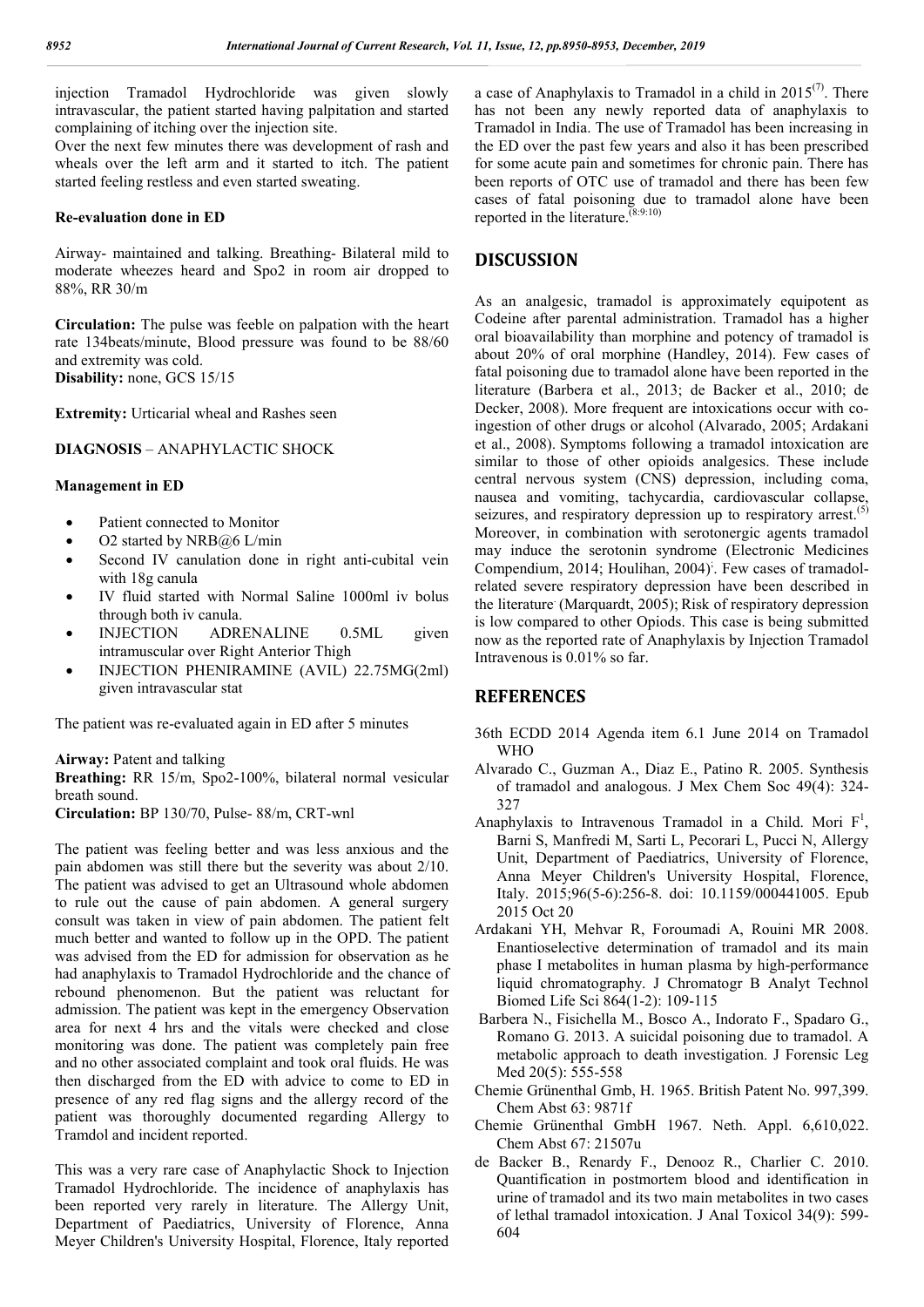injection Tramadol Hydrochloride was given slowly intravascular, the patient started having palpitation and started complaining of itching over the injection site.

Over the next few minutes there was development of rash and wheals over the left arm and it started to itch. The patient started feeling restless and even started sweating.

### Re-evaluation done in ED

Airway- maintained and talking. Breathing- Bilateral mild to moderate wheezes heard and Spo2 in room air dropped to 88%, RR 30/m

**Circulation:** The pulse was feeble on palpation with the heart rate 134beats/minute, Blood pressure was found to be 88/60 and extremity was cold.

**Disability:** none, GCS 15/15

**Extremity:** Urticarial wheal and Rashes seen

**DIAGNOSIS** – ANAPHYLACTIC SHOCK

### Management in ED

- Patient connected to Monitor
- O2 started by NRB@6 L/min
- Second IV canulation done in right anti-cubital vein with 18g canula
- IV fluid started with Normal Saline 1000ml iv bolus through both iv canula.
- INJECTION ADRENALINE 0.5ML given intramuscular over Right Anterior Thigh
- INJECTION PHENIRAMINE (AVIL) 22.75MG(2ml) given intravascular stat

The patient was re-evaluated again in ED after 5 minutes

**Airway:** Patent and talking

**Breathing:** RR 15/m, Spo2-100%, bilateral normal vesicular breath sound.

**Circulation:** BP 130/70, Pulse- 88/m, CRT-wnl

The patient was feeling better and was less anxious and the pain abdomen was still there but the severity was about 2/10. The patient was advised to get an Ultrasound whole abdomen to rule out the cause of pain abdomen. A general surgery consult was taken in view of pain abdomen. The patient felt much better and wanted to follow up in the OPD. The patient was advised from the ED for admission for observation as he had anaphylaxis to Tramadol Hydrochloride and the chance of rebound phenomenon. But the patient was reluctant for admission. The patient was kept in the emergency Observation area for next 4 hrs and the vitals were checked and close monitoring was done. The patient was completely pain free and no other associated complaint and took oral fluids. He was then discharged from the ED with advice to come to ED in presence of any red flag signs and the allergy record of the patient was thoroughly documented regarding Allergy to Tramdol and incident reported.

This was a very rare case of Anaphylactic Shock to Injection Tramadol Hydrochloride. The incidence of anaphylaxis has been reported very rarely in literature. The Allergy Unit, Department of Paediatrics, University of Florence, Anna Meyer Children's University Hospital, Florence, Italy reported a case of Anaphylaxis to Tramadol in a child in 2015[7]. There has not been any newly reported data of anaphylaxis to Tramadol in India. The use of Tramadol has been increasing in the ED over the past few years and also it has been prescribed for some acute pain and sometimes for chronic pain. There has been reports of OTC use of tramadol and there has been few cases of fatal poisoning due to tramadol alone have been reported in the literature.[8:9:10]

## DISCUSSION

As an analgesic, tramadol is approximately equipotent as Codeine after parental administration. Tramadol has a higher oral bioavailability than morphine and potency of tramadol is about 20% of oral morphine (Handley, 2014). Few cases of fatal poisoning due to tramadol alone have been reported in the literature (Barbera et al., 2013; de Backer et al., 2010; de Decker, 2008). More frequent are intoxications occur with co-ingestion of other drugs or alcohol (Alvarado, 2005; Ardakani et al., 2008). Symptoms following a tramadol intoxication are similar to those of other opioids analgesics. These include central nervous system (CNS) depression, including coma, nausea and vomiting, tachycardia, cardiovascular collapse, seizures, and respiratory depression up to respiratory arrest.[5] Moreover, in combination with serotonergic agents tramadol may induce the serotonin syndrome (Electronic Medicines Compendium, 2014; Houlihan, 2004). Few cases of tramadol-related severe respiratory depression have been described in the literature (Marquardt, 2005); Risk of respiratory depression is low compared to other Opiods. This case is being submitted now as the reported rate of Anaphylaxis by Injection Tramadol Intravenous is 0.01% so far.

## REFERENCES

36th ECDD 2014 Agenda item 6.1 June 2014 on Tramadol WHO

Alvarado C., Guzman A., Diaz E., Patino R. 2005. Synthesis of tramadol and analogous. J Mex Chem Soc 49(4): 324-327

Anaphylaxis to Intravenous Tramadol in a Child. Mori F[1], Barni S, Manfredi M, Sarti L, Pecorari L, Pucci N, Allergy Unit, Department of Paediatrics, University of Florence, Anna Meyer Children's University Hospital, Florence, Italy. 2015;96(5-6):256-8. doi: 10.1159/000441005. Epub 2015 Oct 20

Ardakani YH, Mehvar R, Foroumadi A, Rouini MR 2008. Enantioselective determination of tramadol and its main phase I metabolites in human plasma by high-performance liquid chromatography. J Chromatogr B Analyt Technol Biomed Life Sci 864(1-2): 109-115

Barbera N., Fisichella M., Bosco A., Indorato F., Spadaro G., Romano G. 2013. A suicidal poisoning due to tramadol. A metabolic approach to death investigation. J Forensic Leg Med 20(5): 555-558

Chemie Grünenthal Gmb, H. 1965. British Patent No. 997,399. Chem Abst 63: 9871f

Chemie Grünenthal GmbH 1967. Neth. Appl. 6,610,022. Chem Abst 67: 21507u

de Backer B., Renardy F., Denooz R., Charlier C. 2010. Quantification in postmortem blood and identification in urine of tramadol and its two main metabolites in two cases of lethal tramadol intoxication. J Anal Toxicol 34(9): 599-604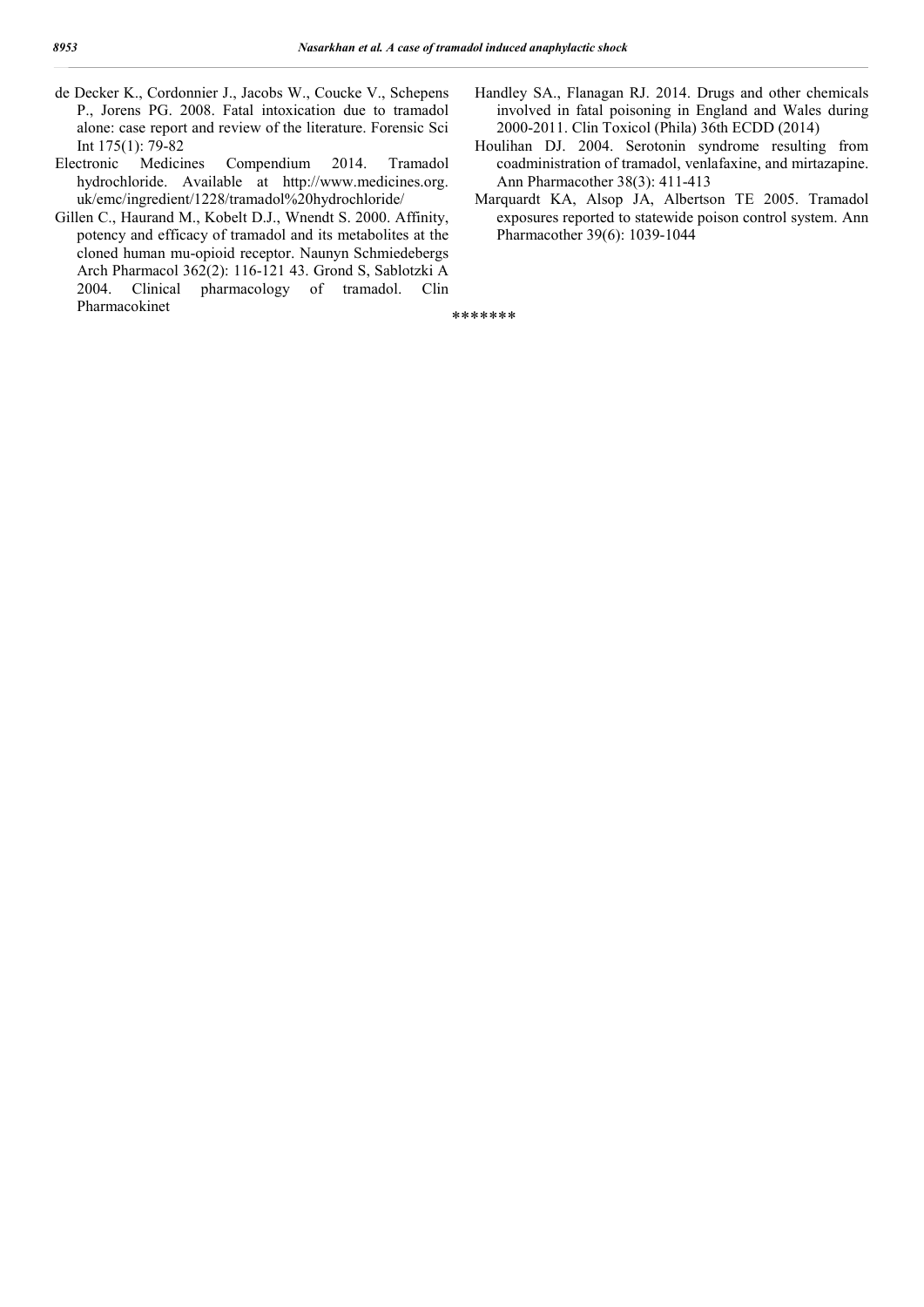de Decker K., Cordonnier J., Jacobs W., Coucke V., Schepens P., Jorens PG. 2008. Fatal intoxication due to tramadol alone: case report and review of the literature. Forensic Sci Int 175(1): 79-82

Electronic Medicines Compendium 2014. Tramadol hydrochloride. Available at http://www.medicines.org.uk/emc/ingredient/1228/tramadol%20hydrochloride/

Gillen C., Haurand M., Kobelt D.J., Wnendt S. 2000. Affinity, potency and efficacy of tramadol and its metabolites at the cloned human mu-opioid receptor. Naunyn Schmiedebergs Arch Pharmacol 362(2): 116-121 43. Grond S, Sablotzki A 2004. Clinical pharmacology of tramadol. Clin Pharmacokinet

Handley SA., Flanagan RJ. 2014. Drugs and other chemicals involved in fatal poisoning in England and Wales during 2000-2011. Clin Toxicol (Phila) 36th ECDD (2014)

Houlihan DJ. 2004. Serotonin syndrome resulting from coadministration of tramadol, venlafaxine, and mirtazapine. Ann Pharmacother 38(3): 411-413

Marquardt KA, Alsop JA, Albertson TE 2005. Tramadol exposures reported to statewide poison control system. Ann Pharmacother 39(6): 1039-1044

*******